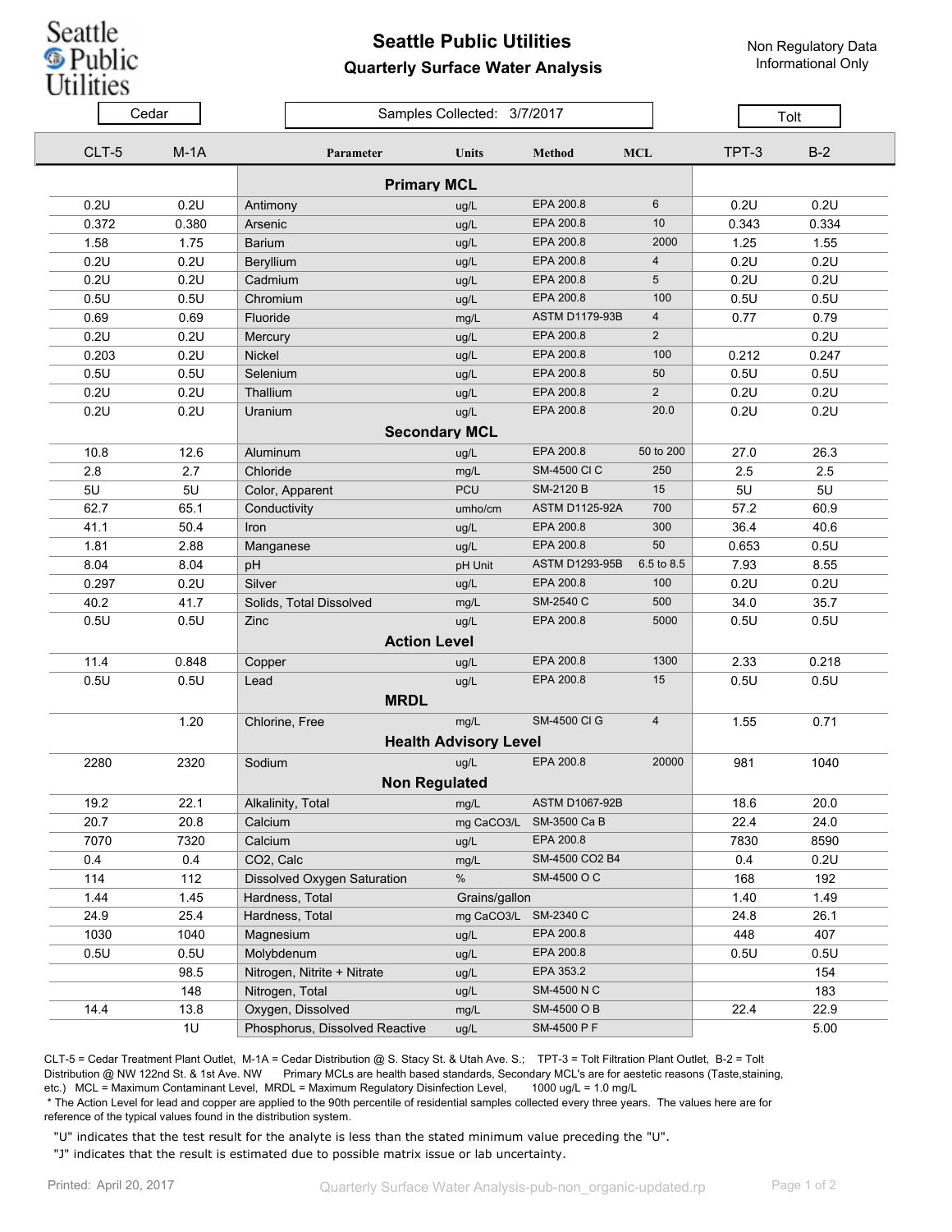# Seattle Public Utilities

## Quarterly Surface Water Analysis

Non Regulatory Data
Informational Only

Samples Collected: 3/7/2017

| Cedar | | | | | | Tolt | |
|---|---|---|---|---|---|---|---|
| CLT-5 | M-1A | Parameter | Units | Method | MCL | TPT-3 | B-2 |
| | | **Primary MCL** | | | | | |
| 0.2U | 0.2U | Antimony | ug/L | EPA 200.8 | 6 | 0.2U | 0.2U |
| 0.372 | 0.380 | Arsenic | ug/L | EPA 200.8 | 10 | 0.343 | 0.334 |
| 1.58 | 1.75 | Barium | ug/L | EPA 200.8 | 2000 | 1.25 | 1.55 |
| 0.2U | 0.2U | Beryllium | ug/L | EPA 200.8 | 4 | 0.2U | 0.2U |
| 0.2U | 0.2U | Cadmium | ug/L | EPA 200.8 | 5 | 0.2U | 0.2U |
| 0.5U | 0.5U | Chromium | ug/L | EPA 200.8 | 100 | 0.5U | 0.5U |
| 0.69 | 0.69 | Fluoride | mg/L | ASTM D1179-93B | 4 | 0.77 | 0.79 |
| 0.2U | 0.2U | Mercury | ug/L | EPA 200.8 | 2 | | 0.2U |
| 0.203 | 0.2U | Nickel | ug/L | EPA 200.8 | 100 | 0.212 | 0.247 |
| 0.5U | 0.5U | Selenium | ug/L | EPA 200.8 | 50 | 0.5U | 0.5U |
| 0.2U | 0.2U | Thallium | ug/L | EPA 200.8 | 2 | 0.2U | 0.2U |
| 0.2U | 0.2U | Uranium | ug/L | EPA 200.8 | 20.0 | 0.2U | 0.2U |
| | | **Secondary MCL** | | | | | |
| 10.8 | 12.6 | Aluminum | ug/L | EPA 200.8 | 50 to 200 | 27.0 | 26.3 |
| 2.8 | 2.7 | Chloride | mg/L | SM-4500 Cl C | 250 | 2.5 | 2.5 |
| 5U | 5U | Color, Apparent | PCU | SM-2120 B | 15 | 5U | 5U |
| 62.7 | 65.1 | Conductivity | umho/cm | ASTM D1125-92A | 700 | 57.2 | 60.9 |
| 41.1 | 50.4 | Iron | ug/L | EPA 200.8 | 300 | 36.4 | 40.6 |
| 1.81 | 2.88 | Manganese | ug/L | EPA 200.8 | 50 | 0.653 | 0.5U |
| 8.04 | 8.04 | pH | pH Unit | ASTM D1293-95B | 6.5 to 8.5 | 7.93 | 8.55 |
| 0.297 | 0.2U | Silver | ug/L | EPA 200.8 | 100 | 0.2U | 0.2U |
| 40.2 | 41.7 | Solids, Total Dissolved | mg/L | SM-2540 C | 500 | 34.0 | 35.7 |
| 0.5U | 0.5U | Zinc | ug/L | EPA 200.8 | 5000 | 0.5U | 0.5U |
| | | **Action Level** | | | | | |
| 11.4 | 0.848 | Copper | ug/L | EPA 200.8 | 1300 | 2.33 | 0.218 |
| 0.5U | 0.5U | Lead | ug/L | EPA 200.8 | 15 | 0.5U | 0.5U |
| | | **MRDL** | | | | | |
| | 1.20 | Chlorine, Free | mg/L | SM-4500 Cl G | 4 | 1.55 | 0.71 |
| | | **Health Advisory Level** | | | | | |
| 2280 | 2320 | Sodium | ug/L | EPA 200.8 | 20000 | 981 | 1040 |
| | | **Non Regulated** | | | | | |
| 19.2 | 22.1 | Alkalinity, Total | mg/L | ASTM D1067-92B | | 18.6 | 20.0 |
| 20.7 | 20.8 | Calcium | mg CaCO3/L | SM-3500 Ca B | | 22.4 | 24.0 |
| 7070 | 7320 | Calcium | ug/L | EPA 200.8 | | 7830 | 8590 |
| 0.4 | 0.4 | CO2, Calc | mg/L | SM-4500 CO2 B4 | | 0.4 | 0.2U |
| 114 | 112 | Dissolved Oxygen Saturation | % | SM-4500 O C | | 168 | 192 |
| 1.44 | 1.45 | Hardness, Total | Grains/gallon | | | 1.40 | 1.49 |
| 24.9 | 25.4 | Hardness, Total | mg CaCO3/L | SM-2340 C | | 24.8 | 26.1 |
| 1030 | 1040 | Magnesium | ug/L | EPA 200.8 | | 448 | 407 |
| 0.5U | 0.5U | Molybdenum | ug/L | EPA 200.8 | | 0.5U | 0.5U |
| | 98.5 | Nitrogen, Nitrite + Nitrate | ug/L | EPA 353.2 | | | 154 |
| | 148 | Nitrogen, Total | ug/L | SM-4500 N C | | | 183 |
| 14.4 | 13.8 | Oxygen, Dissolved | mg/L | SM-4500 O B | | 22.4 | 22.9 |
| | 1U | Phosphorus, Dissolved Reactive | ug/L | SM-4500 P F | | | 5.00 |

CLT-5 = Cedar Treatment Plant Outlet, M-1A = Cedar Distribution @ S. Stacy St. & Utah Ave. S.; TPT-3 = Tolt Filtration Plant Outlet, B-2 = Tolt Distribution @ NW 122nd St. & 1st Ave. NW Primary MCLs are health based standards, Secondary MCL's are for aestetic reasons (Taste,staining, etc.) MCL = Maximum Contaminant Level, MRDL = Maximum Regulatory Disinfection Level, 1000 ug/L = 1.0 mg/L

* The Action Level for lead and copper are applied to the 90th percentile of residential samples collected every three years. The values here are for reference of the typical values found in the distribution system.

"U" indicates that the test result for the analyte is less than the stated minimum value preceding the "U".

"J" indicates that the result is estimated due to possible matrix issue or lab uncertainty.

Printed: April 20, 2017

Quarterly Surface Water Analysis-pub-non_organic-updated.rp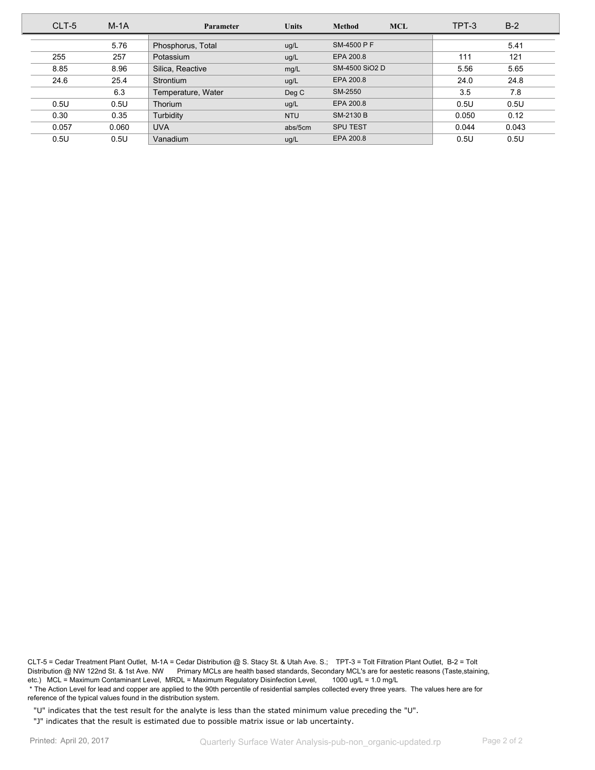| CLT-5 | M-1A | Parameter | Units | Method | MCL | TPT-3 | B-2 |
|---|---|---|---|---|---|---|---|
| | 5.76 | Phosphorus, Total | ug/L | SM-4500 P F | | | 5.41 |
| 255 | 257 | Potassium | ug/L | EPA 200.8 | | 111 | 121 |
| 8.85 | 8.96 | Silica, Reactive | mg/L | SM-4500 SiO2 D | | 5.56 | 5.65 |
| 24.6 | 25.4 | Strontium | ug/L | EPA 200.8 | | 24.0 | 24.8 |
| | 6.3 | Temperature, Water | Deg C | SM-2550 | | 3.5 | 7.8 |
| 0.5U | 0.5U | Thorium | ug/L | EPA 200.8 | | 0.5U | 0.5U |
| 0.30 | 0.35 | Turbidity | NTU | SM-2130 B | | 0.050 | 0.12 |
| 0.057 | 0.060 | UVA | abs/5cm | SPU TEST | | 0.044 | 0.043 |
| 0.5U | 0.5U | Vanadium | ug/L | EPA 200.8 | | 0.5U | 0.5U |

CLT-5 = Cedar Treatment Plant Outlet, M-1A = Cedar Distribution @ S. Stacy St. & Utah Ave. S.; TPT-3 = Tolt Filtration Plant Outlet, B-2 = Tolt Distribution @ NW 122nd St. & 1st Ave. NW Primary MCLs are health based standards, Secondary MCL's are for aestetic reasons (Taste,staining, etc.) MCL = Maximum Contaminant Level, MRDL = Maximum Regulatory Disinfection Level, 1000 ug/L = 1.0 mg/L
* The Action Level for lead and copper are applied to the 90th percentile of residential samples collected every three years. The values here are for reference of the typical values found in the distribution system.

"U" indicates that the test result for the analyte is less than the stated minimum value preceding the "U".
"J" indicates that the result is estimated due to possible matrix issue or lab uncertainty.

Printed: April 20, 2017

Quarterly Surface Water Analysis-pub-non_organic-updated.rp